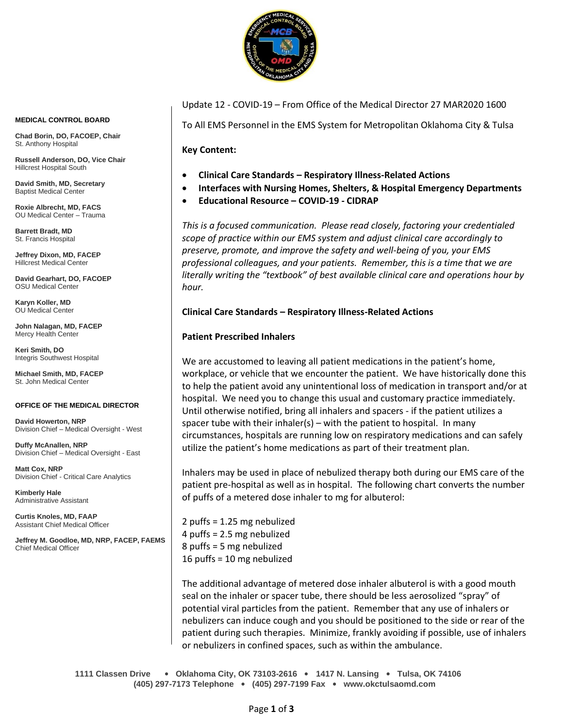**MEDICAL CONTROL BOARD**

**Chad Borin, DO, FACOEP, Chair**
St. Anthony Hospital

**Russell Anderson, DO, Vice Chair**
Hillcrest Hospital South

**David Smith, MD, Secretary**
Baptist Medical Center

**Roxie Albrecht, MD, FACS**
OU Medical Center – Trauma

**Barrett Bradt, MD**
St. Francis Hospital

**Jeffrey Dixon, MD, FACEP**
Hillcrest Medical Center

**David Gearhart, DO, FACOEP**
OSU Medical Center

**Karyn Koller, MD**
OU Medical Center

**John Nalagan, MD, FACEP**
Mercy Health Center

**Keri Smith, DO**
Integris Southwest Hospital

**Michael Smith, MD, FACEP**
St. John Medical Center

**OFFICE OF THE MEDICAL DIRECTOR**

**David Howerton, NRP**
Division Chief – Medical Oversight - West

**Duffy McAnallen, NRP**
Division Chief – Medical Oversight - East

**Matt Cox, NRP**
Division Chief - Critical Care Analytics

**Kimberly Hale**
Administrative Assistant

**Curtis Knoles, MD, FAAP**
Assistant Chief Medical Officer

**Jeffrey M. Goodloe, MD, NRP, FACEP, FAEMS**
Chief Medical Officer

Update 12 - COVID-19 – From Office of the Medical Director 27 MAR2020 1600

To All EMS Personnel in the EMS System for Metropolitan Oklahoma City & Tulsa

**Key Content:**

- **Clinical Care Standards – Respiratory Illness-Related Actions**
- **Interfaces with Nursing Homes, Shelters, & Hospital Emergency Departments**
- **Educational Resource – COVID-19 - CIDRAP**

*This is a focused communication. Please read closely, factoring your credentialed scope of practice within our EMS system and adjust clinical care accordingly to preserve, promote, and improve the safety and well-being of you, your EMS professional colleagues, and your patients. Remember, this is a time that we are literally writing the "textbook" of best available clinical care and operations hour by hour.*

**Clinical Care Standards – Respiratory Illness-Related Actions**

**Patient Prescribed Inhalers**

We are accustomed to leaving all patient medications in the patient's home, workplace, or vehicle that we encounter the patient. We have historically done this to help the patient avoid any unintentional loss of medication in transport and/or at hospital. We need you to change this usual and customary practice immediately. Until otherwise notified, bring all inhalers and spacers - if the patient utilizes a spacer tube with their inhaler(s) – with the patient to hospital. In many circumstances, hospitals are running low on respiratory medications and can safely utilize the patient's home medications as part of their treatment plan.

Inhalers may be used in place of nebulized therapy both during our EMS care of the patient pre-hospital as well as in hospital. The following chart converts the number of puffs of a metered dose inhaler to mg for albuterol:

2 puffs = 1.25 mg nebulized
4 puffs = 2.5 mg nebulized
8 puffs = 5 mg nebulized
16 puffs = 10 mg nebulized

The additional advantage of metered dose inhaler albuterol is with a good mouth seal on the inhaler or spacer tube, there should be less aerosolized "spray" of potential viral particles from the patient. Remember that any use of inhalers or nebulizers can induce cough and you should be positioned to the side or rear of the patient during such therapies. Minimize, frankly avoiding if possible, use of inhalers or nebulizers in confined spaces, such as within the ambulance.

1111 Classen Drive • Oklahoma City, OK 73103-2616 • 1417 N. Lansing • Tulsa, OK 74106
(405) 297-7173 Telephone • (405) 297-7199 Fax • www.okctulsaomd.com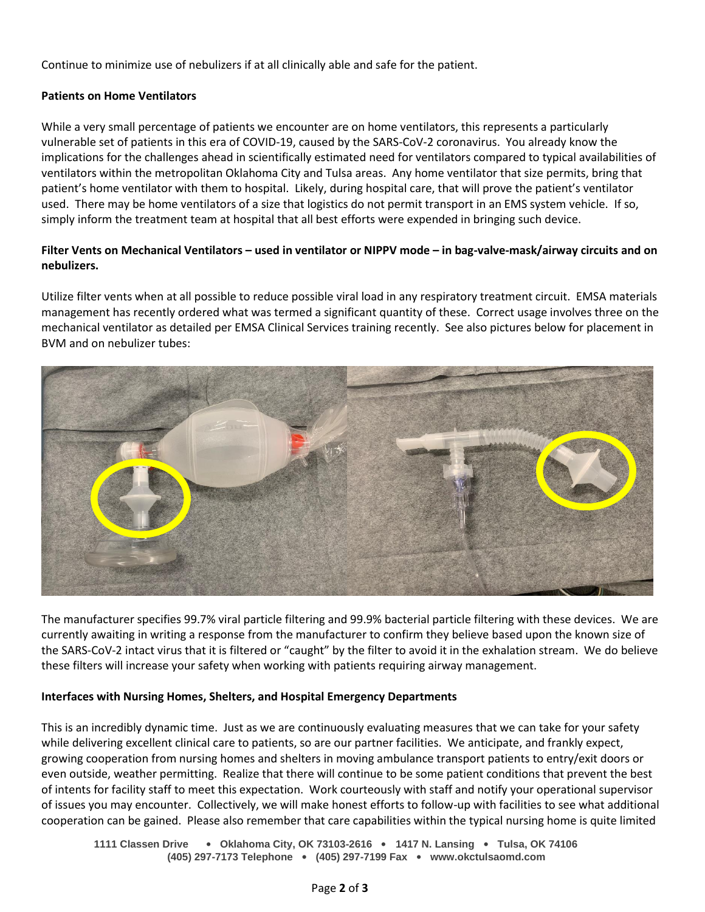Continue to minimize use of nebulizers if at all clinically able and safe for the patient.

**Patients on Home Ventilators**

While a very small percentage of patients we encounter are on home ventilators, this represents a particularly vulnerable set of patients in this era of COVID-19, caused by the SARS-CoV-2 coronavirus. You already know the implications for the challenges ahead in scientifically estimated need for ventilators compared to typical availabilities of ventilators within the metropolitan Oklahoma City and Tulsa areas. Any home ventilator that size permits, bring that patient's home ventilator with them to hospital. Likely, during hospital care, that will prove the patient's ventilator used. There may be home ventilators of a size that logistics do not permit transport in an EMS system vehicle. If so, simply inform the treatment team at hospital that all best efforts were expended in bringing such device.

**Filter Vents on Mechanical Ventilators – used in ventilator or NIPPV mode – in bag-valve-mask/airway circuits and on nebulizers.**

Utilize filter vents when at all possible to reduce possible viral load in any respiratory treatment circuit. EMSA materials management has recently ordered what was termed a significant quantity of these. Correct usage involves three on the mechanical ventilator as detailed per EMSA Clinical Services training recently. See also pictures below for placement in BVM and on nebulizer tubes:

The manufacturer specifies 99.7% viral particle filtering and 99.9% bacterial particle filtering with these devices. We are currently awaiting in writing a response from the manufacturer to confirm they believe based upon the known size of the SARS-CoV-2 intact virus that it is filtered or "caught" by the filter to avoid it in the exhalation stream. We do believe these filters will increase your safety when working with patients requiring airway management.

**Interfaces with Nursing Homes, Shelters, and Hospital Emergency Departments**

This is an incredibly dynamic time. Just as we are continuously evaluating measures that we can take for your safety while delivering excellent clinical care to patients, so are our partner facilities. We anticipate, and frankly expect, growing cooperation from nursing homes and shelters in moving ambulance transport patients to entry/exit doors or even outside, weather permitting. Realize that there will continue to be some patient conditions that prevent the best of intents for facility staff to meet this expectation. Work courteously with staff and notify your operational supervisor of issues you may encounter. Collectively, we will make honest efforts to follow-up with facilities to see what additional cooperation can be gained. Please also remember that care capabilities within the typical nursing home is quite limited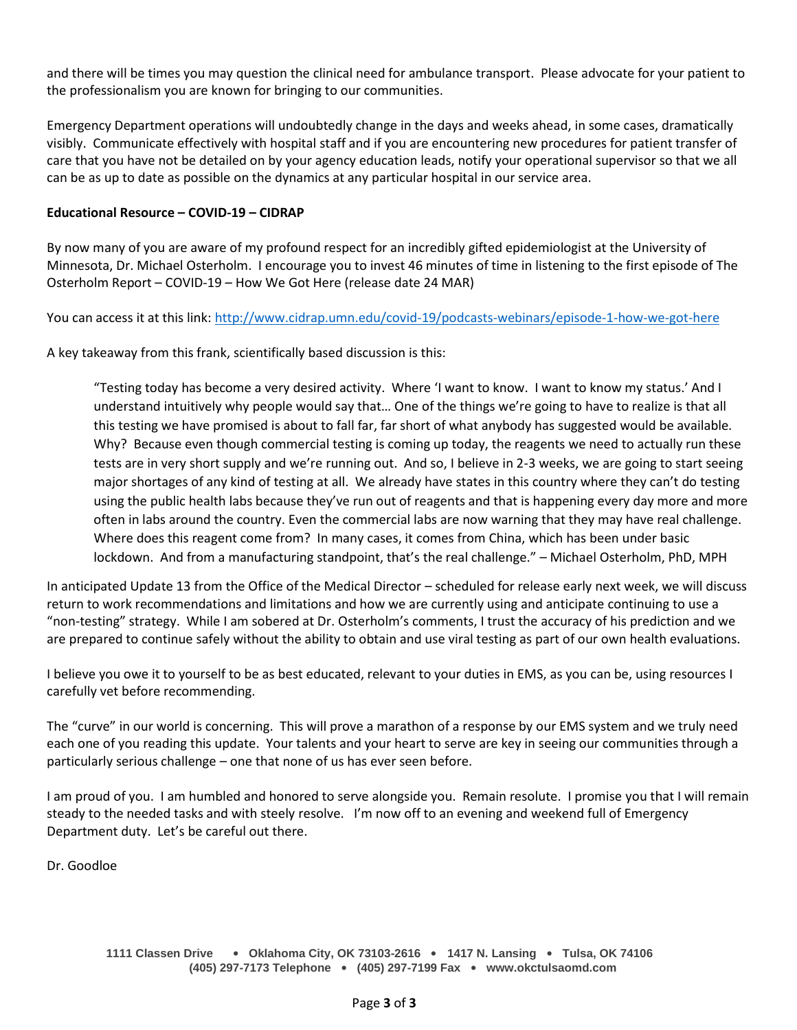and there will be times you may question the clinical need for ambulance transport. Please advocate for your patient to the professionalism you are known for bringing to our communities.

Emergency Department operations will undoubtedly change in the days and weeks ahead, in some cases, dramatically visibly. Communicate effectively with hospital staff and if you are encountering new procedures for patient transfer of care that you have not be detailed on by your agency education leads, notify your operational supervisor so that we all can be as up to date as possible on the dynamics at any particular hospital in our service area.

**Educational Resource – COVID-19 – CIDRAP**

By now many of you are aware of my profound respect for an incredibly gifted epidemiologist at the University of Minnesota, Dr. Michael Osterholm. I encourage you to invest 46 minutes of time in listening to the first episode of The Osterholm Report – COVID-19 – How We Got Here (release date 24 MAR)

You can access it at this link: http://www.cidrap.umn.edu/covid-19/podcasts-webinars/episode-1-how-we-got-here

A key takeaway from this frank, scientifically based discussion is this:

> "Testing today has become a very desired activity. Where 'I want to know. I want to know my status.' And I understand intuitively why people would say that… One of the things we're going to have to realize is that all this testing we have promised is about to fall far, far short of what anybody has suggested would be available. Why? Because even though commercial testing is coming up today, the reagents we need to actually run these tests are in very short supply and we're running out. And so, I believe in 2-3 weeks, we are going to start seeing major shortages of any kind of testing at all. We already have states in this country where they can't do testing using the public health labs because they've run out of reagents and that is happening every day more and more often in labs around the country. Even the commercial labs are now warning that they may have real challenge. Where does this reagent come from? In many cases, it comes from China, which has been under basic lockdown. And from a manufacturing standpoint, that's the real challenge." – Michael Osterholm, PhD, MPH

In anticipated Update 13 from the Office of the Medical Director – scheduled for release early next week, we will discuss return to work recommendations and limitations and how we are currently using and anticipate continuing to use a "non-testing" strategy. While I am sobered at Dr. Osterholm's comments, I trust the accuracy of his prediction and we are prepared to continue safely without the ability to obtain and use viral testing as part of our own health evaluations.

I believe you owe it to yourself to be as best educated, relevant to your duties in EMS, as you can be, using resources I carefully vet before recommending.

The "curve" in our world is concerning. This will prove a marathon of a response by our EMS system and we truly need each one of you reading this update. Your talents and your heart to serve are key in seeing our communities through a particularly serious challenge – one that none of us has ever seen before.

I am proud of you. I am humbled and honored to serve alongside you. Remain resolute. I promise you that I will remain steady to the needed tasks and with steely resolve. I'm now off to an evening and weekend full of Emergency Department duty. Let's be careful out there.

Dr. Goodloe

**1111 Classen Drive • Oklahoma City, OK 73103-2616 • 1417 N. Lansing • Tulsa, OK 74106**
**(405) 297-7173 Telephone • (405) 297-7199 Fax • www.okctulsaomd.com**